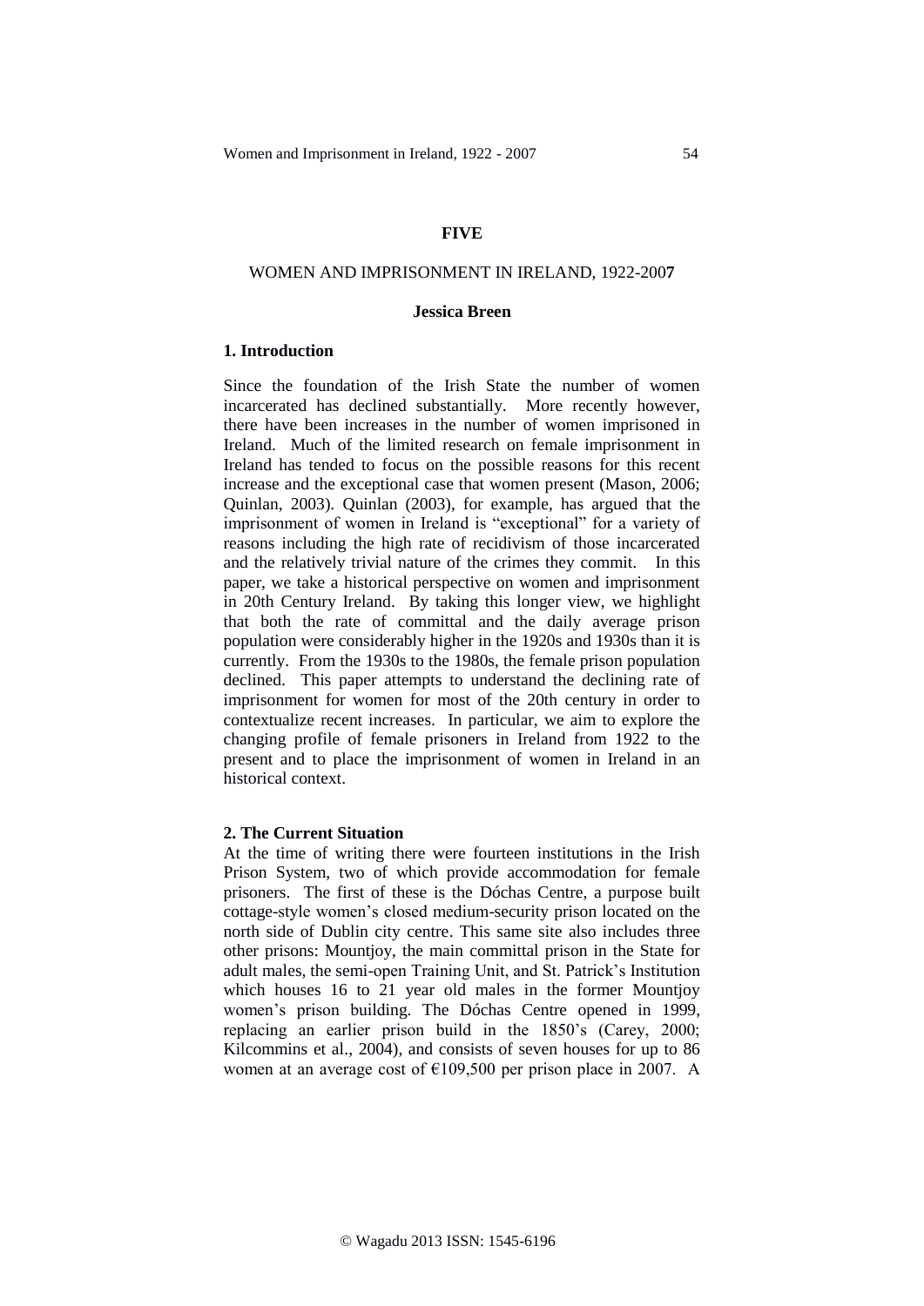**FIVE**

# WOMEN AND IMPRISONMENT IN IRELAND, 1922-2007

**Jessica Breen**

## 1. Introduction

Since the foundation of the Irish State the number of women incarcerated has declined substantially. More recently however, there have been increases in the number of women imprisoned in Ireland. Much of the limited research on female imprisonment in Ireland has tended to focus on the possible reasons for this recent increase and the exceptional case that women present (Mason, 2006; Quinlan, 2003). Quinlan (2003), for example, has argued that the imprisonment of women in Ireland is "exceptional" for a variety of reasons including the high rate of recidivism of those incarcerated and the relatively trivial nature of the crimes they commit. In this paper, we take a historical perspective on women and imprisonment in 20th Century Ireland. By taking this longer view, we highlight that both the rate of committal and the daily average prison population were considerably higher in the 1920s and 1930s than it is currently. From the 1930s to the 1980s, the female prison population declined. This paper attempts to understand the declining rate of imprisonment for women for most of the 20th century in order to contextualize recent increases. In particular, we aim to explore the changing profile of female prisoners in Ireland from 1922 to the present and to place the imprisonment of women in Ireland in an historical context.

## 2. The Current Situation

At the time of writing there were fourteen institutions in the Irish Prison System, two of which provide accommodation for female prisoners. The first of these is the Dóchas Centre, a purpose built cottage-style women's closed medium-security prison located on the north side of Dublin city centre. This same site also includes three other prisons: Mountjoy, the main committal prison in the State for adult males, the semi-open Training Unit, and St. Patrick's Institution which houses 16 to 21 year old males in the former Mountjoy women's prison building. The Dóchas Centre opened in 1999, replacing an earlier prison build in the 1850's (Carey, 2000; Kilcommins et al., 2004), and consists of seven houses for up to 86 women at an average cost of €109,500 per prison place in 2007. A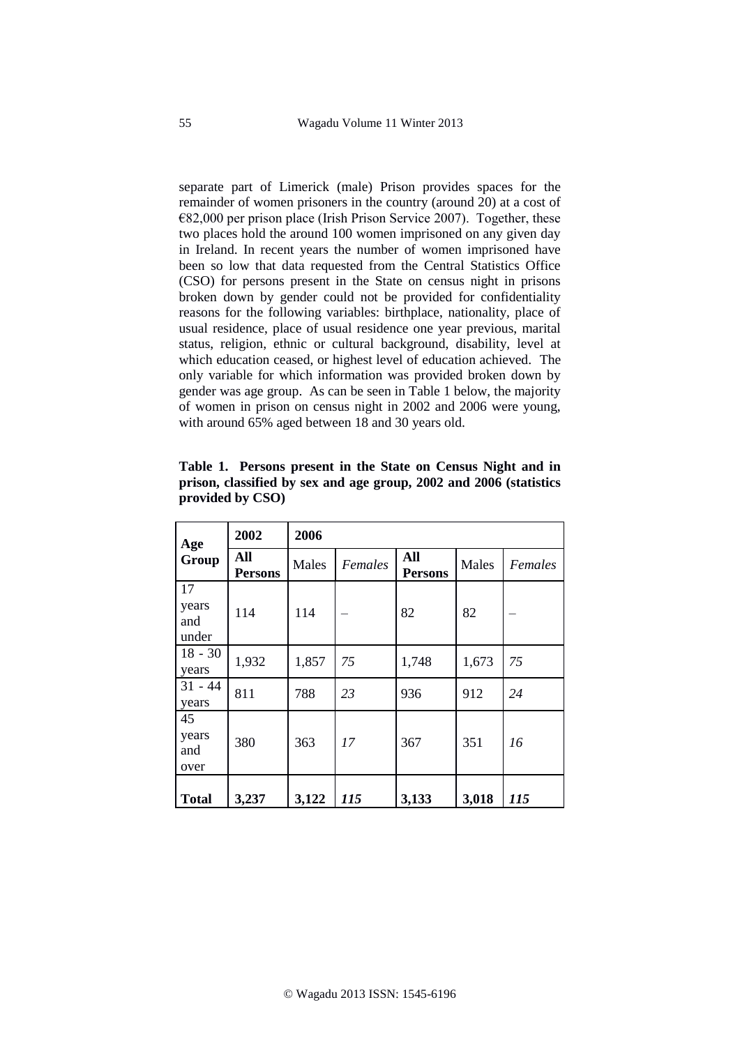separate part of Limerick (male) Prison provides spaces for the remainder of women prisoners in the country (around 20) at a cost of €82,000 per prison place (Irish Prison Service 2007). Together, these two places hold the around 100 women imprisoned on any given day in Ireland. In recent years the number of women imprisoned have been so low that data requested from the Central Statistics Office (CSO) for persons present in the State on census night in prisons broken down by gender could not be provided for confidentiality reasons for the following variables: birthplace, nationality, place of usual residence, place of usual residence one year previous, marital status, religion, ethnic or cultural background, disability, level at which education ceased, or highest level of education achieved. The only variable for which information was provided broken down by gender was age group. As can be seen in Table 1 below, the majority of women in prison on census night in 2002 and 2006 were young, with around 65% aged between 18 and 30 years old.

**Table 1. Persons present in the State on Census Night and in prison, classified by sex and age group, 2002 and 2006 (statistics provided by CSO)**

| Age Group | 2002 | 2006 | | | | |
|---|---|---|---|---|---|---|
| | **All Persons** | Males | *Females* | **All Persons** | Males | *Females* |
| 17 years and under | 114 | 114 | – | 82 | 82 | – |
| 18 - 30 years | 1,932 | 1,857 | *75* | 1,748 | 1,673 | *75* |
| 31 - 44 years | 811 | 788 | *23* | 936 | 912 | *24* |
| 45 years and over | 380 | 363 | *17* | 367 | 351 | *16* |
| **Total** | **3,237** | **3,122** | ***115*** | **3,133** | **3,018** | ***115*** |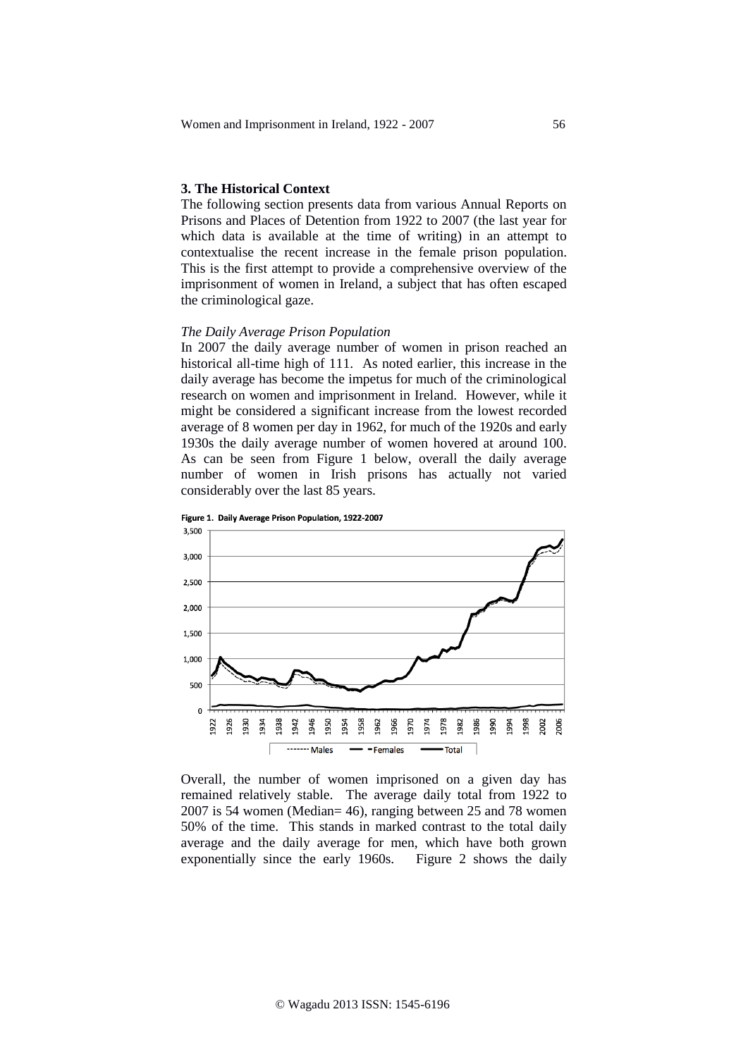## 3. The Historical Context

The following section presents data from various Annual Reports on Prisons and Places of Detention from 1922 to 2007 (the last year for which data is available at the time of writing) in an attempt to contextualise the recent increase in the female prison population. This is the first attempt to provide a comprehensive overview of the imprisonment of women in Ireland, a subject that has often escaped the criminological gaze.

### *The Daily Average Prison Population*

In 2007 the daily average number of women in prison reached an historical all-time high of 111. As noted earlier, this increase in the daily average has become the impetus for much of the criminological research on women and imprisonment in Ireland. However, while it might be considered a significant increase from the lowest recorded average of 8 women per day in 1962, for much of the 1920s and early 1930s the daily average number of women hovered at around 100. As can be seen from Figure 1 below, overall the daily average number of women in Irish prisons has actually not varied considerably over the last 85 years.

**Figure 1. Daily Average Prison Population, 1922-2007**

Overall, the number of women imprisoned on a given day has remained relatively stable. The average daily total from 1922 to 2007 is 54 women (Median= 46), ranging between 25 and 78 women 50% of the time. This stands in marked contrast to the total daily average and the daily average for men, which have both grown exponentially since the early 1960s. Figure 2 shows the daily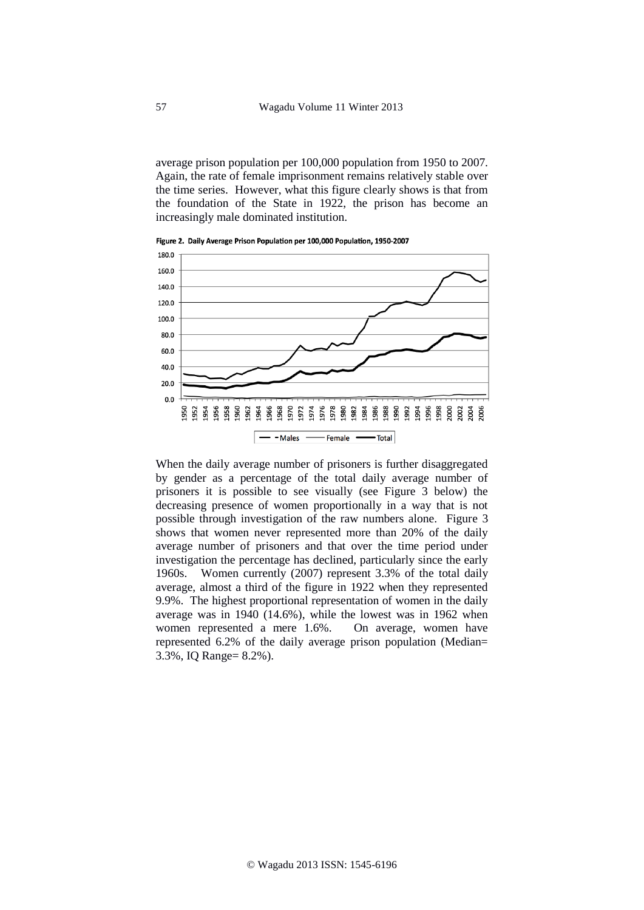average prison population per 100,000 population from 1950 to 2007. Again, the rate of female imprisonment remains relatively stable over the time series. However, what this figure clearly shows is that from the foundation of the State in 1922, the prison has become an increasingly male dominated institution.

**Figure 2. Daily Average Prison Population per 100,000 Population, 1950-2007**

When the daily average number of prisoners is further disaggregated by gender as a percentage of the total daily average number of prisoners it is possible to see visually (see Figure 3 below) the decreasing presence of women proportionally in a way that is not possible through investigation of the raw numbers alone. Figure 3 shows that women never represented more than 20% of the daily average number of prisoners and that over the time period under investigation the percentage has declined, particularly since the early 1960s. Women currently (2007) represent 3.3% of the total daily average, almost a third of the figure in 1922 when they represented 9.9%. The highest proportional representation of women in the daily average was in 1940 (14.6%), while the lowest was in 1962 when women represented a mere 1.6%. On average, women have represented 6.2% of the daily average prison population (Median= 3.3%, IQ Range= 8.2%).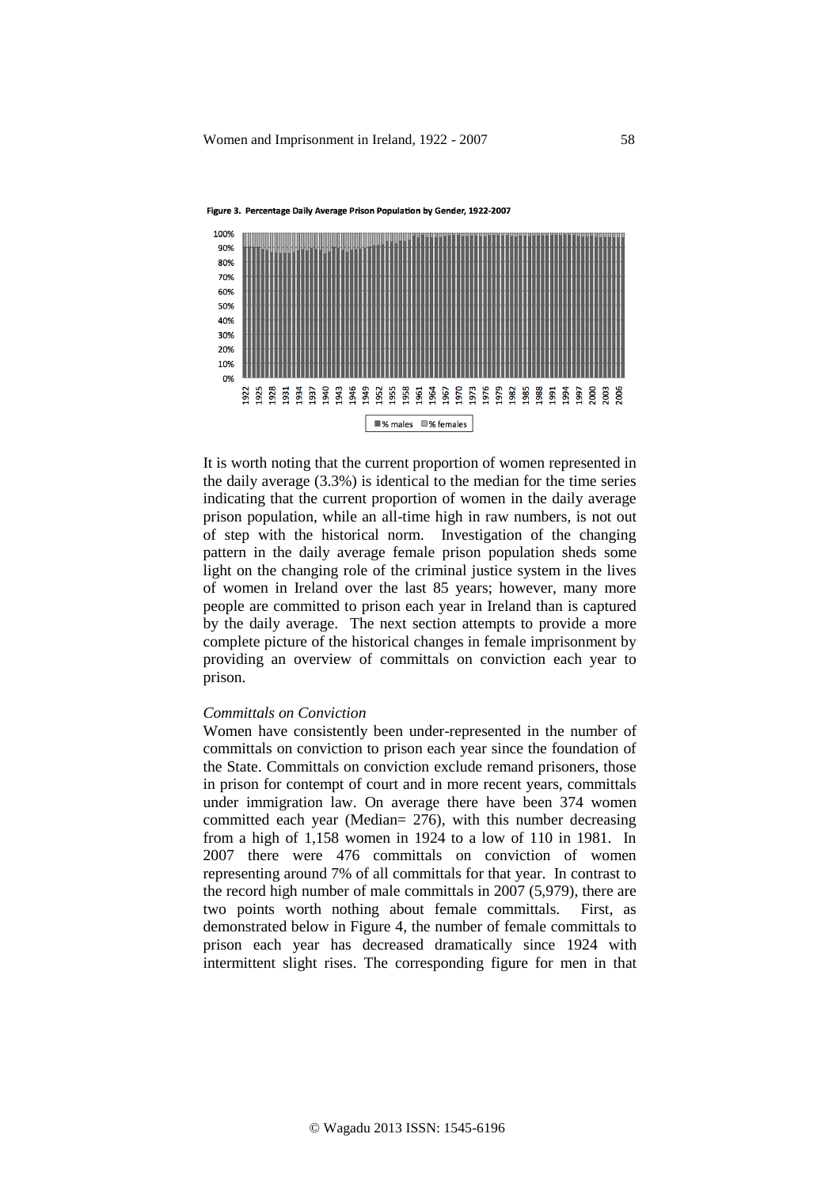**Figure 3. Percentage Daily Average Prison Population by Gender, 1922-2007**

It is worth noting that the current proportion of women represented in the daily average (3.3%) is identical to the median for the time series indicating that the current proportion of women in the daily average prison population, while an all-time high in raw numbers, is not out of step with the historical norm. Investigation of the changing pattern in the daily average female prison population sheds some light on the changing role of the criminal justice system in the lives of women in Ireland over the last 85 years; however, many more people are committed to prison each year in Ireland than is captured by the daily average. The next section attempts to provide a more complete picture of the historical changes in female imprisonment by providing an overview of committals on conviction each year to prison.

*Committals on Conviction*

Women have consistently been under-represented in the number of committals on conviction to prison each year since the foundation of the State. Committals on conviction exclude remand prisoners, those in prison for contempt of court and in more recent years, committals under immigration law. On average there have been 374 women committed each year (Median= 276), with this number decreasing from a high of 1,158 women in 1924 to a low of 110 in 1981. In 2007 there were 476 committals on conviction of women representing around 7% of all committals for that year. In contrast to the record high number of male committals in 2007 (5,979), there are two points worth nothing about female committals. First, as demonstrated below in Figure 4, the number of female committals to prison each year has decreased dramatically since 1924 with intermittent slight rises. The corresponding figure for men in that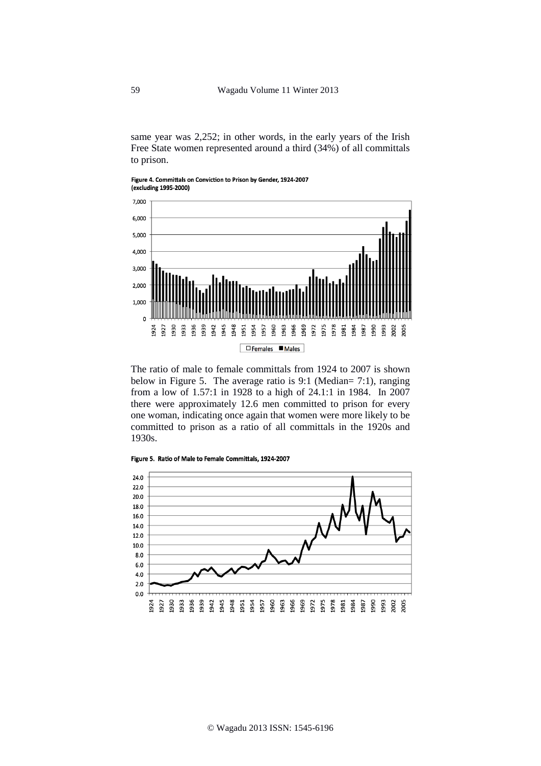same year was 2,252; in other words, in the early years of the Irish Free State women represented around a third (34%) of all committals to prison.

**Figure 4. Committals on Conviction to Prison by Gender, 1924-2007 (excluding 1995-2000)**

The ratio of male to female committals from 1924 to 2007 is shown below in Figure 5. The average ratio is 9:1 (Median= 7:1), ranging from a low of 1.57:1 in 1928 to a high of 24.1:1 in 1984. In 2007 there were approximately 12.6 men committed to prison for every one woman, indicating once again that women were more likely to be committed to prison as a ratio of all committals in the 1920s and 1930s.

**Figure 5. Ratio of Male to Female Committals, 1924-2007**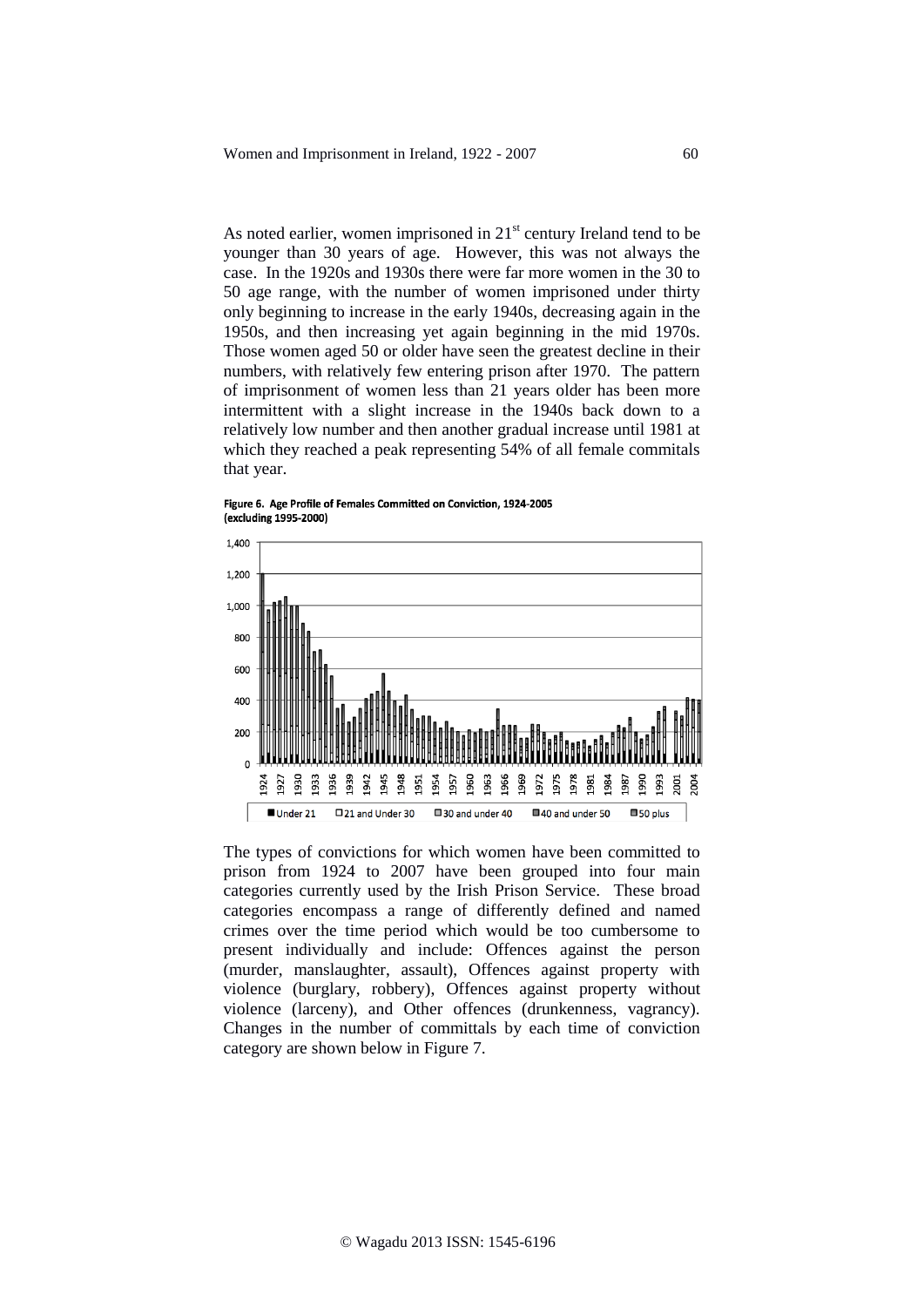As noted earlier, women imprisoned in 21st century Ireland tend to be younger than 30 years of age. However, this was not always the case. In the 1920s and 1930s there were far more women in the 30 to 50 age range, with the number of women imprisoned under thirty only beginning to increase in the early 1940s, decreasing again in the 1950s, and then increasing yet again beginning in the mid 1970s. Those women aged 50 or older have seen the greatest decline in their numbers, with relatively few entering prison after 1970. The pattern of imprisonment of women less than 21 years older has been more intermittent with a slight increase in the 1940s back down to a relatively low number and then another gradual increase until 1981 at which they reached a peak representing 54% of all female commitals that year.

**Figure 6. Age Profile of Females Committed on Conviction, 1924-2005 (excluding 1995-2000)**

The types of convictions for which women have been committed to prison from 1924 to 2007 have been grouped into four main categories currently used by the Irish Prison Service. These broad categories encompass a range of differently defined and named crimes over the time period which would be too cumbersome to present individually and include: Offences against the person (murder, manslaughter, assault), Offences against property with violence (burglary, robbery), Offences against property without violence (larceny), and Other offences (drunkenness, vagrancy). Changes in the number of committals by each time of conviction category are shown below in Figure 7.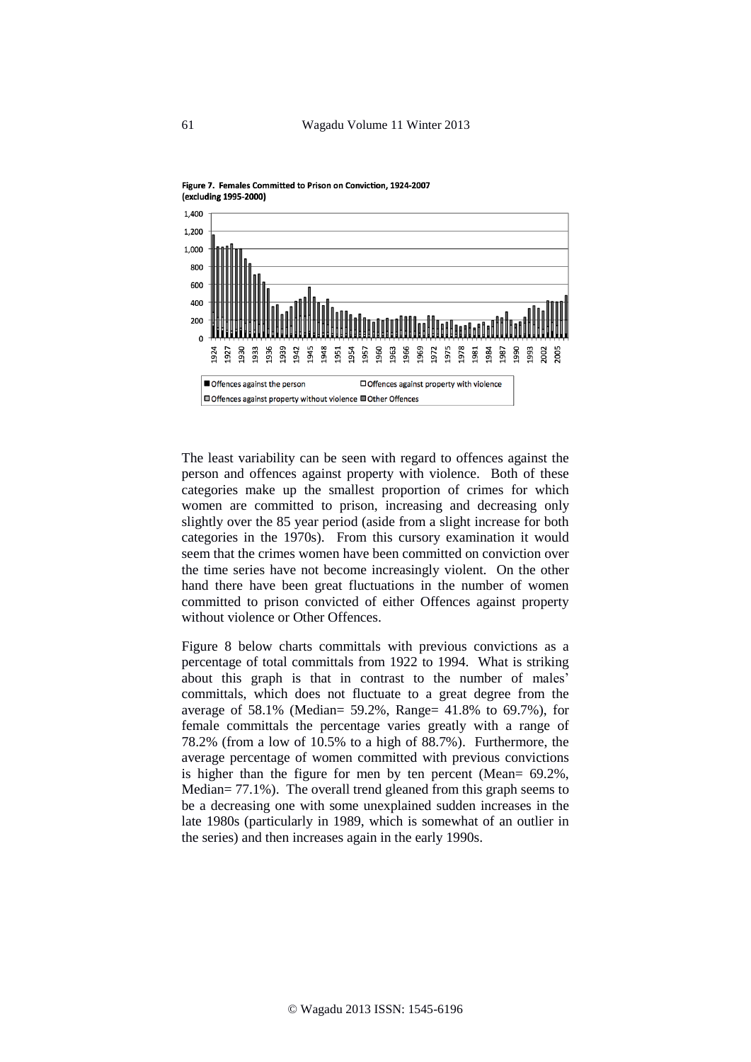**Figure 7. Females Committed to Prison on Conviction, 1924-2007 (excluding 1995-2000)**

The least variability can be seen with regard to offences against the person and offences against property with violence. Both of these categories make up the smallest proportion of crimes for which women are committed to prison, increasing and decreasing only slightly over the 85 year period (aside from a slight increase for both categories in the 1970s). From this cursory examination it would seem that the crimes women have been committed on conviction over the time series have not become increasingly violent. On the other hand there have been great fluctuations in the number of women committed to prison convicted of either Offences against property without violence or Other Offences.

Figure 8 below charts committals with previous convictions as a percentage of total committals from 1922 to 1994. What is striking about this graph is that in contrast to the number of males' committals, which does not fluctuate to a great degree from the average of 58.1% (Median= 59.2%, Range= 41.8% to 69.7%), for female committals the percentage varies greatly with a range of 78.2% (from a low of 10.5% to a high of 88.7%). Furthermore, the average percentage of women committed with previous convictions is higher than the figure for men by ten percent (Mean= 69.2%, Median= 77.1%). The overall trend gleaned from this graph seems to be a decreasing one with some unexplained sudden increases in the late 1980s (particularly in 1989, which is somewhat of an outlier in the series) and then increases again in the early 1990s.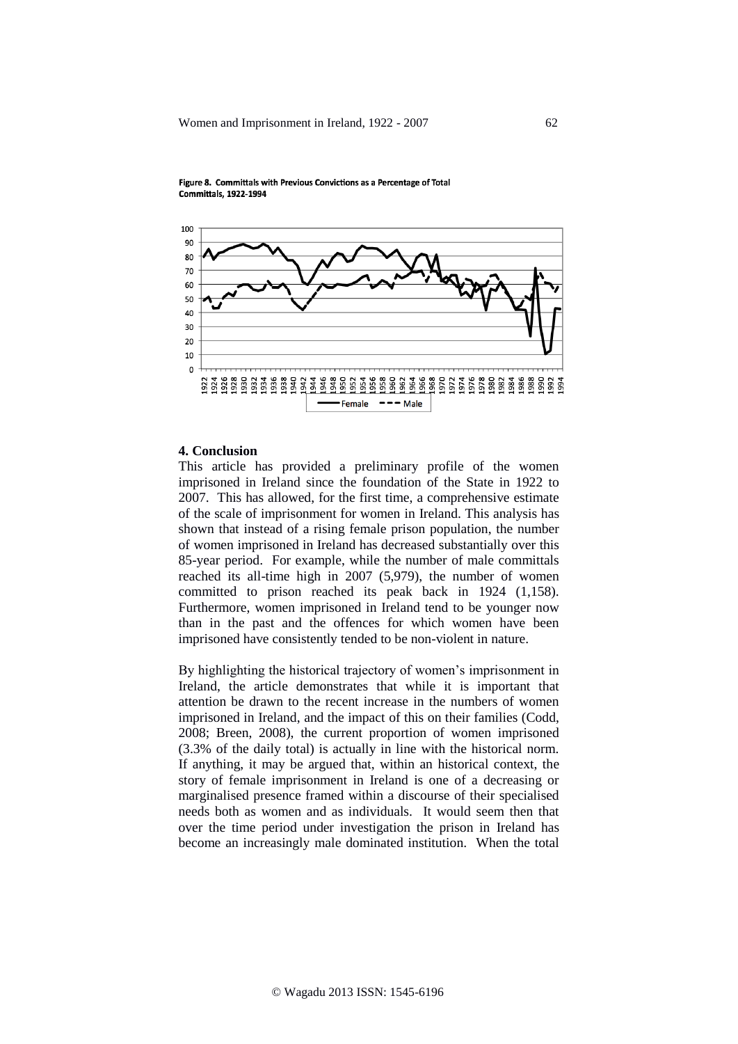**Figure 8. Committals with Previous Convictions as a Percentage of Total Committals, 1922-1994**

## 4. Conclusion

This article has provided a preliminary profile of the women imprisoned in Ireland since the foundation of the State in 1922 to 2007. This has allowed, for the first time, a comprehensive estimate of the scale of imprisonment for women in Ireland. This analysis has shown that instead of a rising female prison population, the number of women imprisoned in Ireland has decreased substantially over this 85-year period. For example, while the number of male committals reached its all-time high in 2007 (5,979), the number of women committed to prison reached its peak back in 1924 (1,158). Furthermore, women imprisoned in Ireland tend to be younger now than in the past and the offences for which women have been imprisoned have consistently tended to be non-violent in nature.

By highlighting the historical trajectory of women's imprisonment in Ireland, the article demonstrates that while it is important that attention be drawn to the recent increase in the numbers of women imprisoned in Ireland, and the impact of this on their families (Codd, 2008; Breen, 2008), the current proportion of women imprisoned (3.3% of the daily total) is actually in line with the historical norm. If anything, it may be argued that, within an historical context, the story of female imprisonment in Ireland is one of a decreasing or marginalised presence framed within a discourse of their specialised needs both as women and as individuals. It would seem then that over the time period under investigation the prison in Ireland has become an increasingly male dominated institution. When the total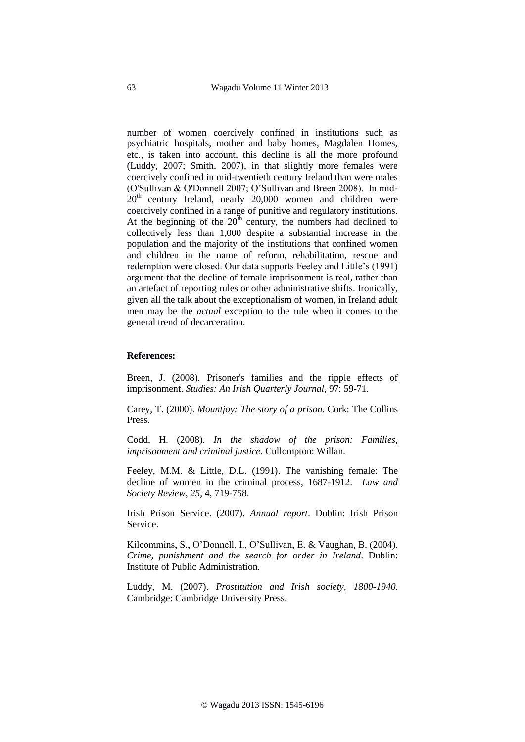number of women coercively confined in institutions such as psychiatric hospitals, mother and baby homes, Magdalen Homes, etc., is taken into account, this decline is all the more profound (Luddy, 2007; Smith, 2007), in that slightly more females were coercively confined in mid-twentieth century Ireland than were males (O'Sullivan & O'Donnell 2007; O'Sullivan and Breen 2008). In mid-20th century Ireland, nearly 20,000 women and children were coercively confined in a range of punitive and regulatory institutions. At the beginning of the 20th century, the numbers had declined to collectively less than 1,000 despite a substantial increase in the population and the majority of the institutions that confined women and children in the name of reform, rehabilitation, rescue and redemption were closed. Our data supports Feeley and Little's (1991) argument that the decline of female imprisonment is real, rather than an artefact of reporting rules or other administrative shifts. Ironically, given all the talk about the exceptionalism of women, in Ireland adult men may be the *actual* exception to the rule when it comes to the general trend of decarceration.

**References:**

Breen, J. (2008). Prisoner's families and the ripple effects of imprisonment. *Studies: An Irish Quarterly Journal*, 97: 59-71.

Carey, T. (2000). *Mountjoy: The story of a prison*. Cork: The Collins Press.

Codd, H. (2008). *In the shadow of the prison: Families, imprisonment and criminal justice*. Cullompton: Willan.

Feeley, M.M. & Little, D.L. (1991). The vanishing female: The decline of women in the criminal process, 1687-1912. *Law and Society Review*, *25*, 4, 719-758.

Irish Prison Service. (2007). *Annual report*. Dublin: Irish Prison Service.

Kilcommins, S., O'Donnell, I., O'Sullivan, E. & Vaughan, B. (2004). *Crime, punishment and the search for order in Ireland*. Dublin: Institute of Public Administration.

Luddy, M. (2007). *Prostitution and Irish society, 1800-1940*. Cambridge: Cambridge University Press.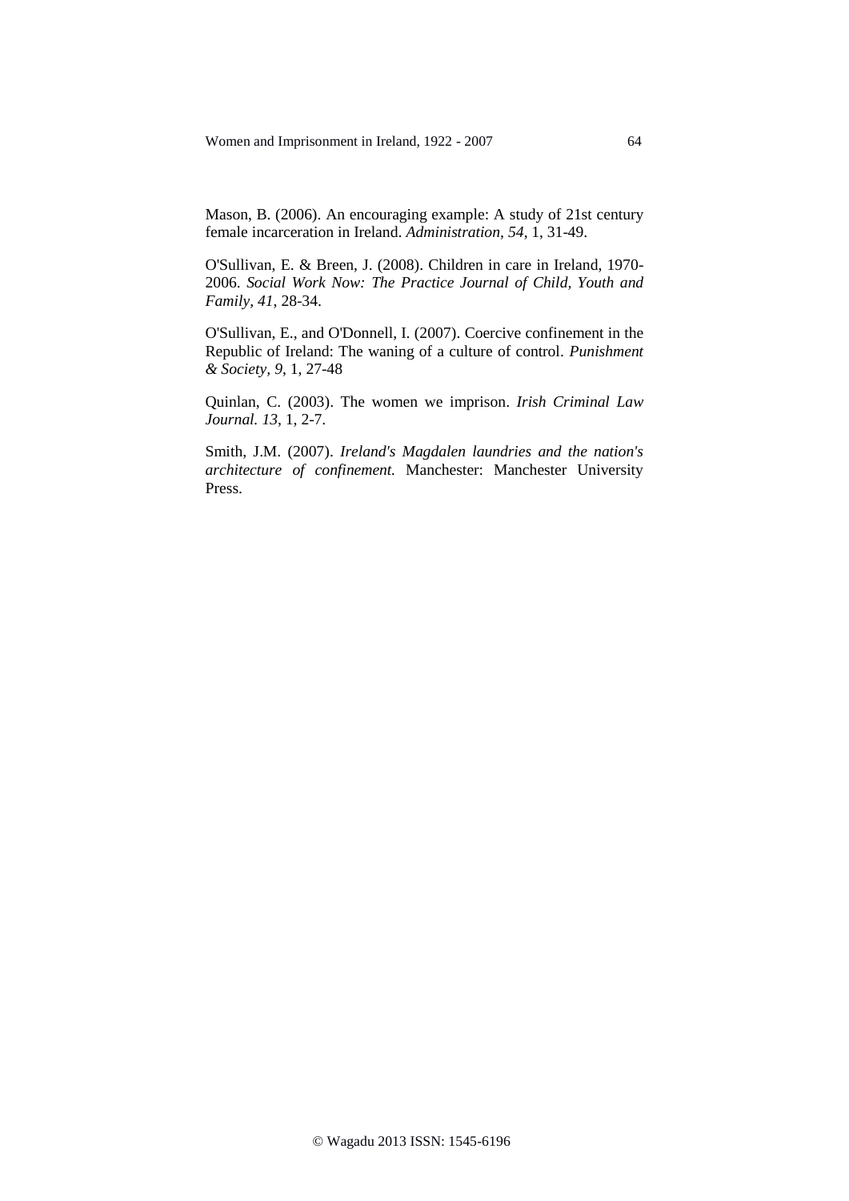Mason, B. (2006). An encouraging example: A study of 21st century female incarceration in Ireland. *Administration, 54,* 1, 31-49.

O'Sullivan, E. & Breen, J. (2008). Children in care in Ireland, 1970-2006. *Social Work Now: The Practice Journal of Child, Youth and Family, 41*, 28-34.

O'Sullivan, E., and O'Donnell, I. (2007). Coercive confinement in the Republic of Ireland: The waning of a culture of control. *Punishment & Society, 9*, 1, 27-48

Quinlan, C. (2003). The women we imprison. *Irish Criminal Law Journal. 13*, 1, 2-7.

Smith, J.M. (2007). *Ireland's Magdalen laundries and the nation's architecture of confinement.* Manchester: Manchester University Press.